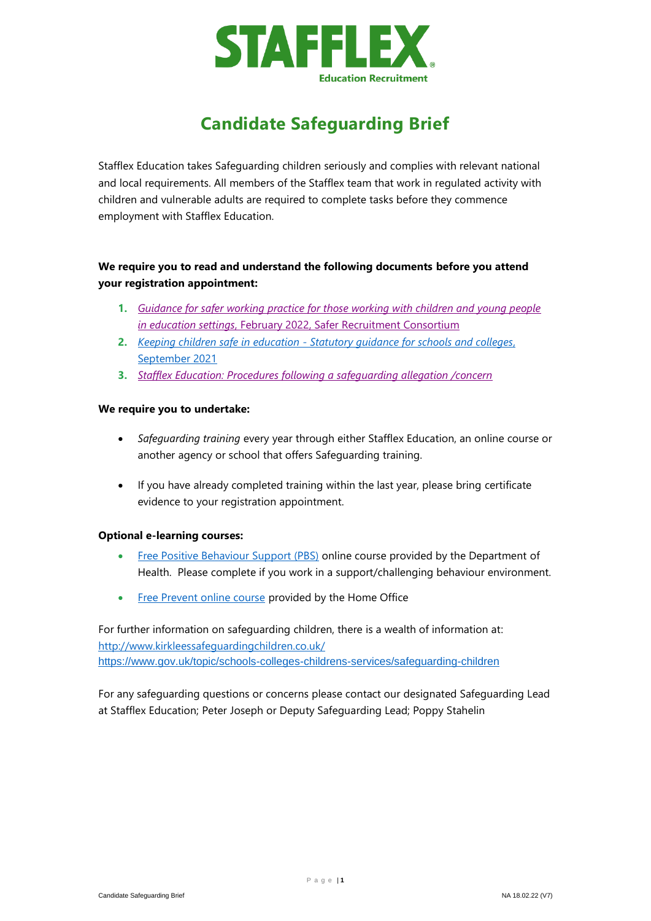STAFFLEX

Education Recruitment

# Candidate Safeguarding Brief

Stafflex Education takes Safeguarding children seriously and complies with relevant national and local requirements. All members of the Stafflex team that work in regulated activity with children and vulnerable adults are required to complete tasks before they commence employment with Stafflex Education.

**We require you to read and understand the following documents before you attend your registration appointment:**

1. *Guidance for safer working practice for those working with children and young people in education settings*, February 2022, Safer Recruitment Consortium
2. *Keeping children safe in education - Statutory guidance for schools and colleges*, September 2021
3. *Stafflex Education: Procedures following a safeguarding allegation /concern*

**We require you to undertake:**

- *Safeguarding training* every year through either Stafflex Education, an online course or another agency or school that offers Safeguarding training.
- If you have already completed training within the last year, please bring certificate evidence to your registration appointment.

**Optional e-learning courses:**

- Free Positive Behaviour Support (PBS) online course provided by the Department of Health. Please complete if you work in a support/challenging behaviour environment.
- Free Prevent online course provided by the Home Office

For further information on safeguarding children, there is a wealth of information at:
http://www.kirkleessafeguardingchildren.co.uk/
https://www.gov.uk/topic/schools-colleges-childrens-services/safeguarding-children

For any safeguarding questions or concerns please contact our designated Safeguarding Lead at Stafflex Education; Peter Joseph or Deputy Safeguarding Lead; Poppy Stahelin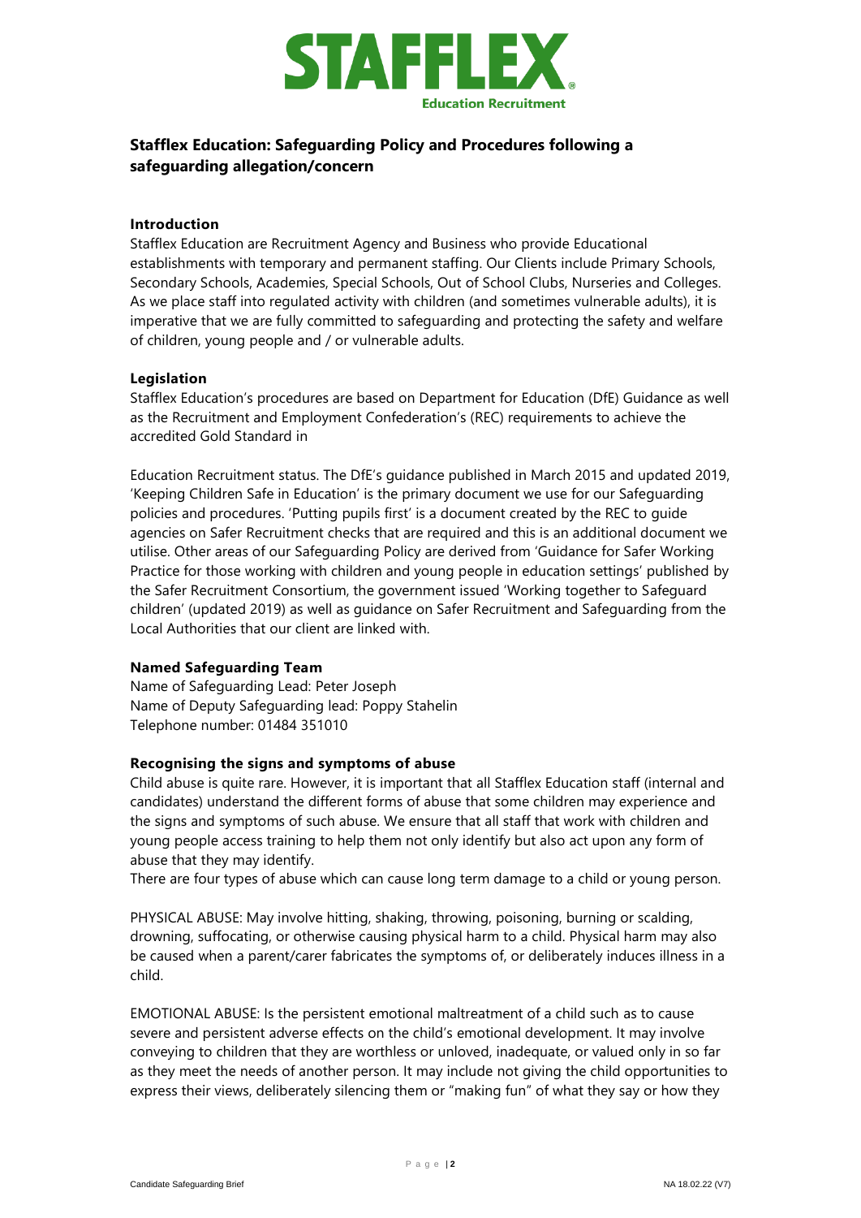**Stafflex Education: Safeguarding Policy and Procedures following a safeguarding allegation/concern**

**Introduction**

Stafflex Education are Recruitment Agency and Business who provide Educational establishments with temporary and permanent staffing. Our Clients include Primary Schools, Secondary Schools, Academies, Special Schools, Out of School Clubs, Nurseries and Colleges. As we place staff into regulated activity with children (and sometimes vulnerable adults), it is imperative that we are fully committed to safeguarding and protecting the safety and welfare of children, young people and / or vulnerable adults.

**Legislation**

Stafflex Education's procedures are based on Department for Education (DfE) Guidance as well as the Recruitment and Employment Confederation's (REC) requirements to achieve the accredited Gold Standard in

Education Recruitment status. The DfE's guidance published in March 2015 and updated 2019, 'Keeping Children Safe in Education' is the primary document we use for our Safeguarding policies and procedures. 'Putting pupils first' is a document created by the REC to guide agencies on Safer Recruitment checks that are required and this is an additional document we utilise. Other areas of our Safeguarding Policy are derived from 'Guidance for Safer Working Practice for those working with children and young people in education settings' published by the Safer Recruitment Consortium, the government issued 'Working together to Safeguard children' (updated 2019) as well as guidance on Safer Recruitment and Safeguarding from the Local Authorities that our client are linked with.

**Named Safeguarding Team**

Name of Safeguarding Lead: Peter Joseph
Name of Deputy Safeguarding lead: Poppy Stahelin
Telephone number: 01484 351010

**Recognising the signs and symptoms of abuse**

Child abuse is quite rare. However, it is important that all Stafflex Education staff (internal and candidates) understand the different forms of abuse that some children may experience and the signs and symptoms of such abuse. We ensure that all staff that work with children and young people access training to help them not only identify but also act upon any form of abuse that they may identify.

There are four types of abuse which can cause long term damage to a child or young person.

PHYSICAL ABUSE: May involve hitting, shaking, throwing, poisoning, burning or scalding, drowning, suffocating, or otherwise causing physical harm to a child. Physical harm may also be caused when a parent/carer fabricates the symptoms of, or deliberately induces illness in a child.

EMOTIONAL ABUSE: Is the persistent emotional maltreatment of a child such as to cause severe and persistent adverse effects on the child's emotional development. It may involve conveying to children that they are worthless or unloved, inadequate, or valued only in so far as they meet the needs of another person. It may include not giving the child opportunities to express their views, deliberately silencing them or "making fun" of what they say or how they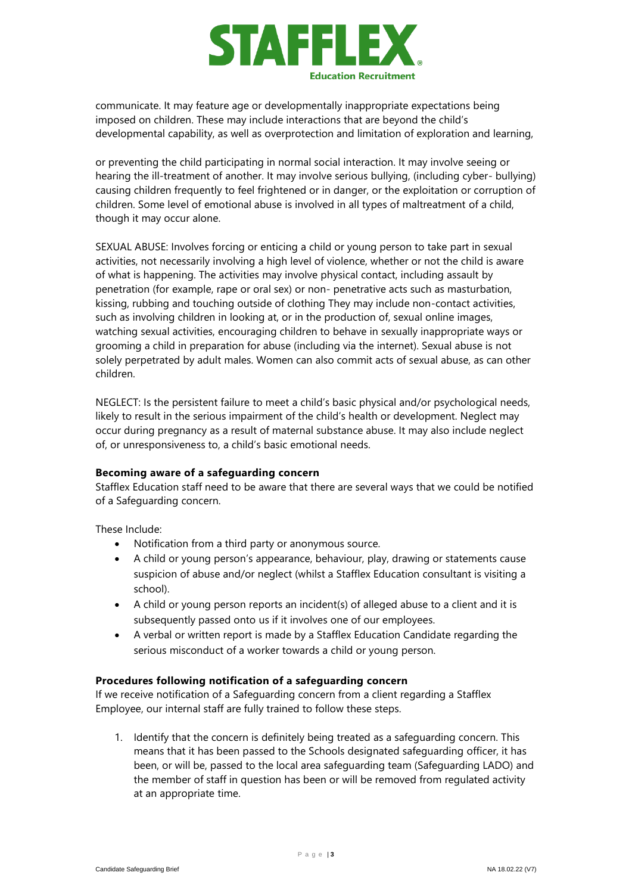communicate. It may feature age or developmentally inappropriate expectations being imposed on children. These may include interactions that are beyond the child's developmental capability, as well as overprotection and limitation of exploration and learning,

or preventing the child participating in normal social interaction. It may involve seeing or hearing the ill-treatment of another. It may involve serious bullying, (including cyber- bullying) causing children frequently to feel frightened or in danger, or the exploitation or corruption of children. Some level of emotional abuse is involved in all types of maltreatment of a child, though it may occur alone.

SEXUAL ABUSE: Involves forcing or enticing a child or young person to take part in sexual activities, not necessarily involving a high level of violence, whether or not the child is aware of what is happening. The activities may involve physical contact, including assault by penetration (for example, rape or oral sex) or non- penetrative acts such as masturbation, kissing, rubbing and touching outside of clothing They may include non-contact activities, such as involving children in looking at, or in the production of, sexual online images, watching sexual activities, encouraging children to behave in sexually inappropriate ways or grooming a child in preparation for abuse (including via the internet). Sexual abuse is not solely perpetrated by adult males. Women can also commit acts of sexual abuse, as can other children.

NEGLECT: Is the persistent failure to meet a child's basic physical and/or psychological needs, likely to result in the serious impairment of the child's health or development. Neglect may occur during pregnancy as a result of maternal substance abuse. It may also include neglect of, or unresponsiveness to, a child's basic emotional needs.

**Becoming aware of a safeguarding concern**

Stafflex Education staff need to be aware that there are several ways that we could be notified of a Safeguarding concern.

These Include:

- Notification from a third party or anonymous source.
- A child or young person's appearance, behaviour, play, drawing or statements cause suspicion of abuse and/or neglect (whilst a Stafflex Education consultant is visiting a school).
- A child or young person reports an incident(s) of alleged abuse to a client and it is subsequently passed onto us if it involves one of our employees.
- A verbal or written report is made by a Stafflex Education Candidate regarding the serious misconduct of a worker towards a child or young person.

**Procedures following notification of a safeguarding concern**

If we receive notification of a Safeguarding concern from a client regarding a Stafflex Employee, our internal staff are fully trained to follow these steps.

1. Identify that the concern is definitely being treated as a safeguarding concern. This means that it has been passed to the Schools designated safeguarding officer, it has been, or will be, passed to the local area safeguarding team (Safeguarding LADO) and the member of staff in question has been or will be removed from regulated activity at an appropriate time.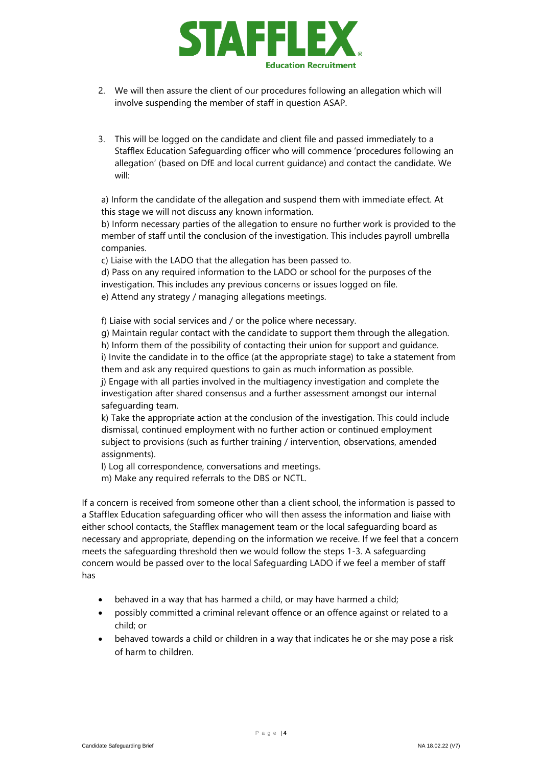2. We will then assure the client of our procedures following an allegation which will involve suspending the member of staff in question ASAP.

3. This will be logged on the candidate and client file and passed immediately to a Stafflex Education Safeguarding officer who will commence 'procedures following an allegation' (based on DfE and local current guidance) and contact the candidate. We will:

a) Inform the candidate of the allegation and suspend them with immediate effect. At this stage we will not discuss any known information.
b) Inform necessary parties of the allegation to ensure no further work is provided to the member of staff until the conclusion of the investigation. This includes payroll umbrella companies.
c) Liaise with the LADO that the allegation has been passed to.
d) Pass on any required information to the LADO or school for the purposes of the investigation. This includes any previous concerns or issues logged on file.
e) Attend any strategy / managing allegations meetings.

f) Liaise with social services and / or the police where necessary.
g) Maintain regular contact with the candidate to support them through the allegation.
h) Inform them of the possibility of contacting their union for support and guidance.
i) Invite the candidate in to the office (at the appropriate stage) to take a statement from them and ask any required questions to gain as much information as possible.
j) Engage with all parties involved in the multiagency investigation and complete the investigation after shared consensus and a further assessment amongst our internal safeguarding team.
k) Take the appropriate action at the conclusion of the investigation. This could include dismissal, continued employment with no further action or continued employment subject to provisions (such as further training / intervention, observations, amended assignments).
l) Log all correspondence, conversations and meetings.
m) Make any required referrals to the DBS or NCTL.

If a concern is received from someone other than a client school, the information is passed to a Stafflex Education safeguarding officer who will then assess the information and liaise with either school contacts, the Stafflex management team or the local safeguarding board as necessary and appropriate, depending on the information we receive. If we feel that a concern meets the safeguarding threshold then we would follow the steps 1-3. A safeguarding concern would be passed over to the local Safeguarding LADO if we feel a member of staff has

- behaved in a way that has harmed a child, or may have harmed a child;
- possibly committed a criminal relevant offence or an offence against or related to a child; or
- behaved towards a child or children in a way that indicates he or she may pose a risk of harm to children.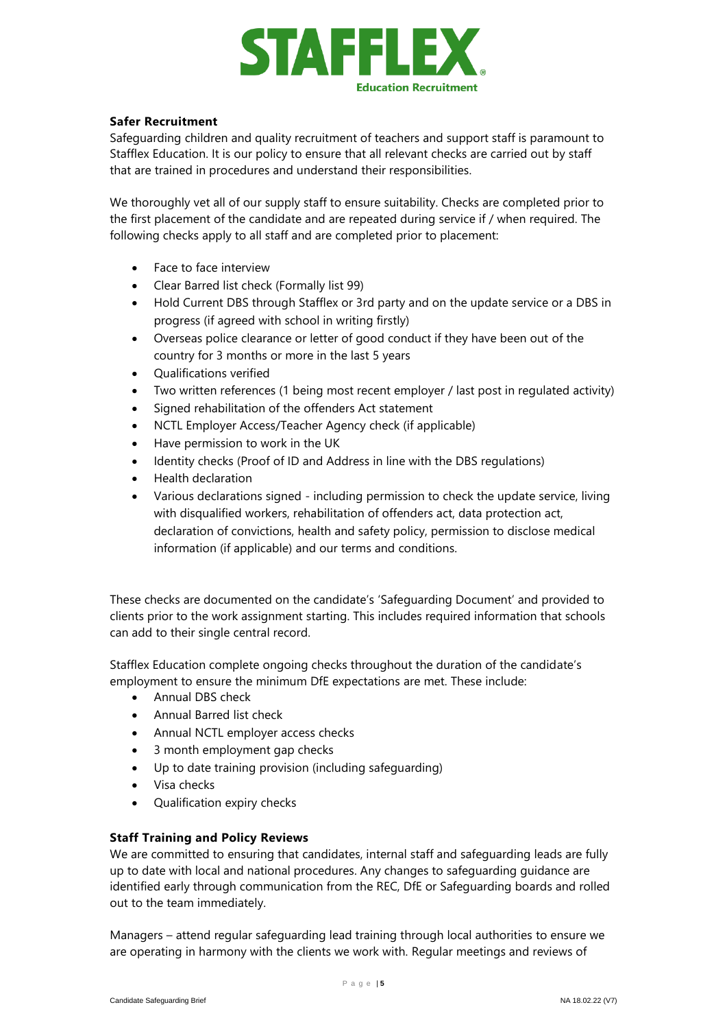### Safer Recruitment

Safeguarding children and quality recruitment of teachers and support staff is paramount to Stafflex Education. It is our policy to ensure that all relevant checks are carried out by staff that are trained in procedures and understand their responsibilities.

We thoroughly vet all of our supply staff to ensure suitability. Checks are completed prior to the first placement of the candidate and are repeated during service if / when required. The following checks apply to all staff and are completed prior to placement:

- Face to face interview
- Clear Barred list check (Formally list 99)
- Hold Current DBS through Stafflex or 3rd party and on the update service or a DBS in progress (if agreed with school in writing firstly)
- Overseas police clearance or letter of good conduct if they have been out of the country for 3 months or more in the last 5 years
- Qualifications verified
- Two written references (1 being most recent employer / last post in regulated activity)
- Signed rehabilitation of the offenders Act statement
- NCTL Employer Access/Teacher Agency check (if applicable)
- Have permission to work in the UK
- Identity checks (Proof of ID and Address in line with the DBS regulations)
- Health declaration
- Various declarations signed - including permission to check the update service, living with disqualified workers, rehabilitation of offenders act, data protection act, declaration of convictions, health and safety policy, permission to disclose medical information (if applicable) and our terms and conditions.

These checks are documented on the candidate's 'Safeguarding Document' and provided to clients prior to the work assignment starting. This includes required information that schools can add to their single central record.

Stafflex Education complete ongoing checks throughout the duration of the candidate's employment to ensure the minimum DfE expectations are met. These include:

- Annual DBS check
- Annual Barred list check
- Annual NCTL employer access checks
- 3 month employment gap checks
- Up to date training provision (including safeguarding)
- Visa checks
- Qualification expiry checks

### Staff Training and Policy Reviews

We are committed to ensuring that candidates, internal staff and safeguarding leads are fully up to date with local and national procedures. Any changes to safeguarding guidance are identified early through communication from the REC, DfE or Safeguarding boards and rolled out to the team immediately.

Managers – attend regular safeguarding lead training through local authorities to ensure we are operating in harmony with the clients we work with. Regular meetings and reviews of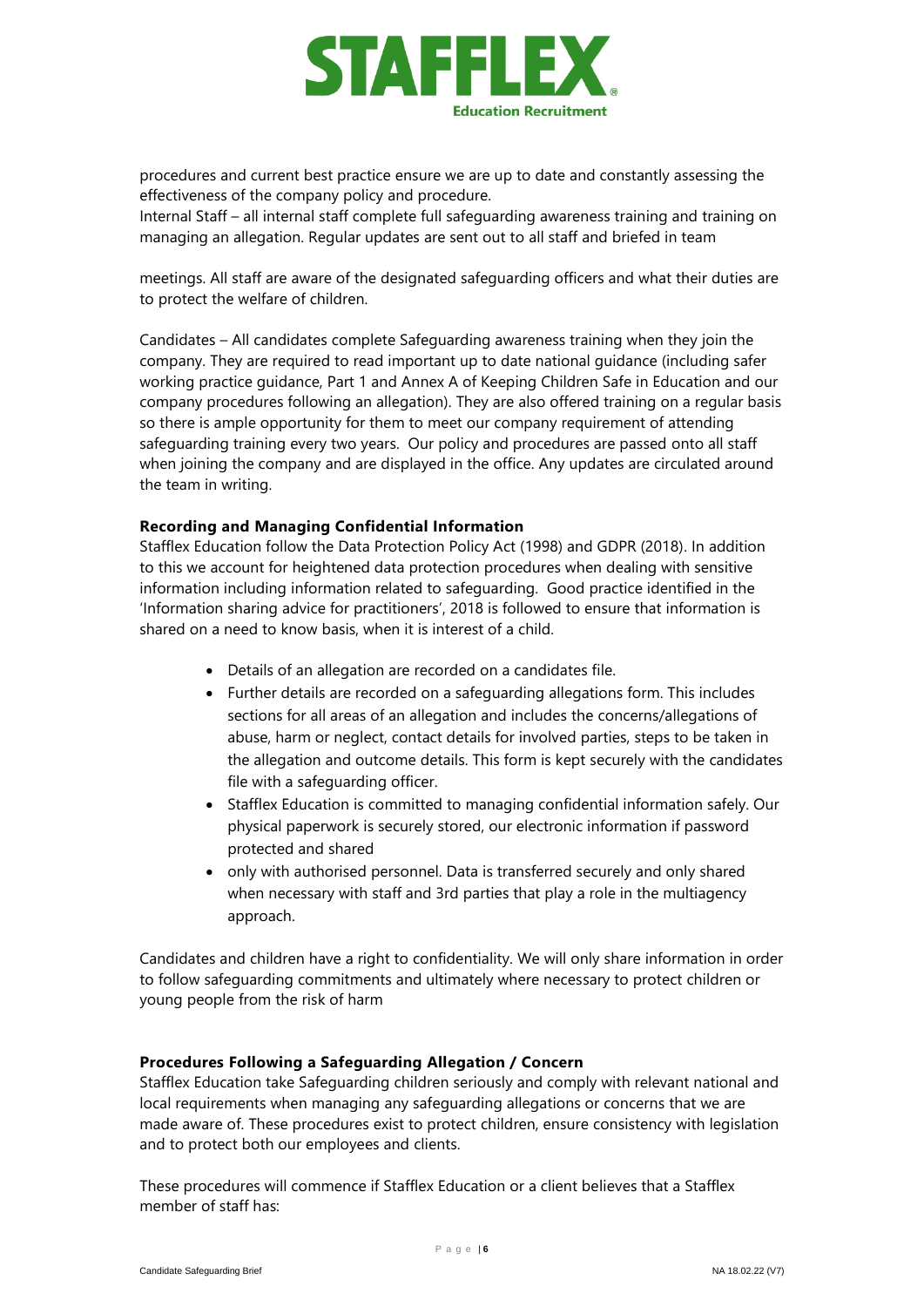procedures and current best practice ensure we are up to date and constantly assessing the effectiveness of the company policy and procedure.
Internal Staff – all internal staff complete full safeguarding awareness training and training on managing an allegation. Regular updates are sent out to all staff and briefed in team

meetings. All staff are aware of the designated safeguarding officers and what their duties are to protect the welfare of children.

Candidates – All candidates complete Safeguarding awareness training when they join the company. They are required to read important up to date national guidance (including safer working practice guidance, Part 1 and Annex A of Keeping Children Safe in Education and our company procedures following an allegation). They are also offered training on a regular basis so there is ample opportunity for them to meet our company requirement of attending safeguarding training every two years. Our policy and procedures are passed onto all staff when joining the company and are displayed in the office. Any updates are circulated around the team in writing.

**Recording and Managing Confidential Information**
Stafflex Education follow the Data Protection Policy Act (1998) and GDPR (2018). In addition to this we account for heightened data protection procedures when dealing with sensitive information including information related to safeguarding. Good practice identified in the 'Information sharing advice for practitioners', 2018 is followed to ensure that information is shared on a need to know basis, when it is interest of a child.

- Details of an allegation are recorded on a candidates file.
- Further details are recorded on a safeguarding allegations form. This includes sections for all areas of an allegation and includes the concerns/allegations of abuse, harm or neglect, contact details for involved parties, steps to be taken in the allegation and outcome details. This form is kept securely with the candidates file with a safeguarding officer.
- Stafflex Education is committed to managing confidential information safely. Our physical paperwork is securely stored, our electronic information if password protected and shared
- only with authorised personnel. Data is transferred securely and only shared when necessary with staff and 3rd parties that play a role in the multiagency approach.

Candidates and children have a right to confidentiality. We will only share information in order to follow safeguarding commitments and ultimately where necessary to protect children or young people from the risk of harm

**Procedures Following a Safeguarding Allegation / Concern**
Stafflex Education take Safeguarding children seriously and comply with relevant national and local requirements when managing any safeguarding allegations or concerns that we are made aware of. These procedures exist to protect children, ensure consistency with legislation and to protect both our employees and clients.

These procedures will commence if Stafflex Education or a client believes that a Stafflex member of staff has: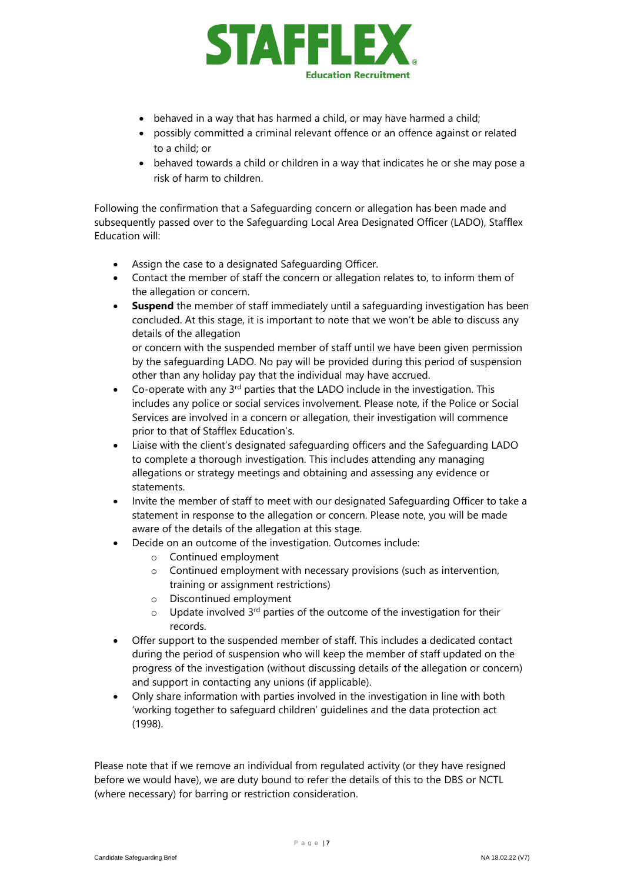- behaved in a way that has harmed a child, or may have harmed a child;
- possibly committed a criminal relevant offence or an offence against or related to a child; or
- behaved towards a child or children in a way that indicates he or she may pose a risk of harm to children.

Following the confirmation that a Safeguarding concern or allegation has been made and subsequently passed over to the Safeguarding Local Area Designated Officer (LADO), Stafflex Education will:

- Assign the case to a designated Safeguarding Officer.
- Contact the member of staff the concern or allegation relates to, to inform them of the allegation or concern.
- **Suspend** the member of staff immediately until a safeguarding investigation has been concluded. At this stage, it is important to note that we won't be able to discuss any details of the allegation or concern with the suspended member of staff until we have been given permission by the safeguarding LADO. No pay will be provided during this period of suspension other than any holiday pay that the individual may have accrued.
- Co-operate with any 3rd parties that the LADO include in the investigation. This includes any police or social services involvement. Please note, if the Police or Social Services are involved in a concern or allegation, their investigation will commence prior to that of Stafflex Education's.
- Liaise with the client's designated safeguarding officers and the Safeguarding LADO to complete a thorough investigation. This includes attending any managing allegations or strategy meetings and obtaining and assessing any evidence or statements.
- Invite the member of staff to meet with our designated Safeguarding Officer to take a statement in response to the allegation or concern. Please note, you will be made aware of the details of the allegation at this stage.
- Decide on an outcome of the investigation. Outcomes include:
  - Continued employment
  - Continued employment with necessary provisions (such as intervention, training or assignment restrictions)
  - Discontinued employment
  - Update involved 3rd parties of the outcome of the investigation for their records.
- Offer support to the suspended member of staff. This includes a dedicated contact during the period of suspension who will keep the member of staff updated on the progress of the investigation (without discussing details of the allegation or concern) and support in contacting any unions (if applicable).
- Only share information with parties involved in the investigation in line with both 'working together to safeguard children' guidelines and the data protection act (1998).

Please note that if we remove an individual from regulated activity (or they have resigned before we would have), we are duty bound to refer the details of this to the DBS or NCTL (where necessary) for barring or restriction consideration.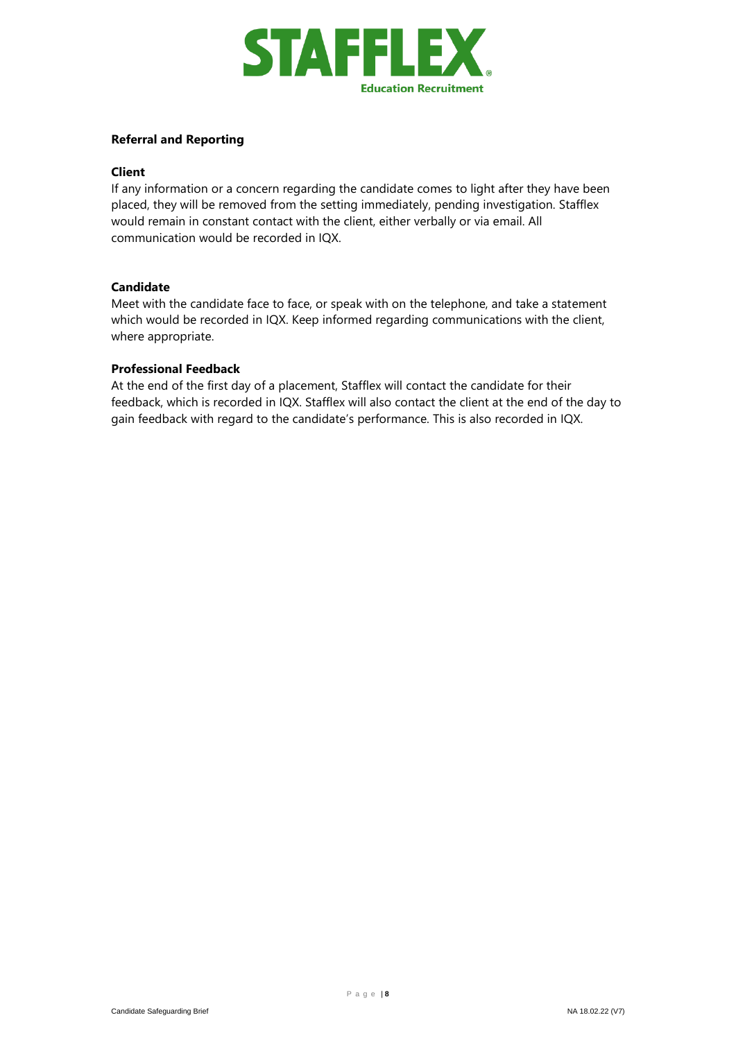## Referral and Reporting

### Client

If any information or a concern regarding the candidate comes to light after they have been placed, they will be removed from the setting immediately, pending investigation. Stafflex would remain in constant contact with the client, either verbally or via email. All communication would be recorded in IQX.

### Candidate

Meet with the candidate face to face, or speak with on the telephone, and take a statement which would be recorded in IQX. Keep informed regarding communications with the client, where appropriate.

### Professional Feedback

At the end of the first day of a placement, Stafflex will contact the candidate for their feedback, which is recorded in IQX. Stafflex will also contact the client at the end of the day to gain feedback with regard to the candidate's performance. This is also recorded in IQX.